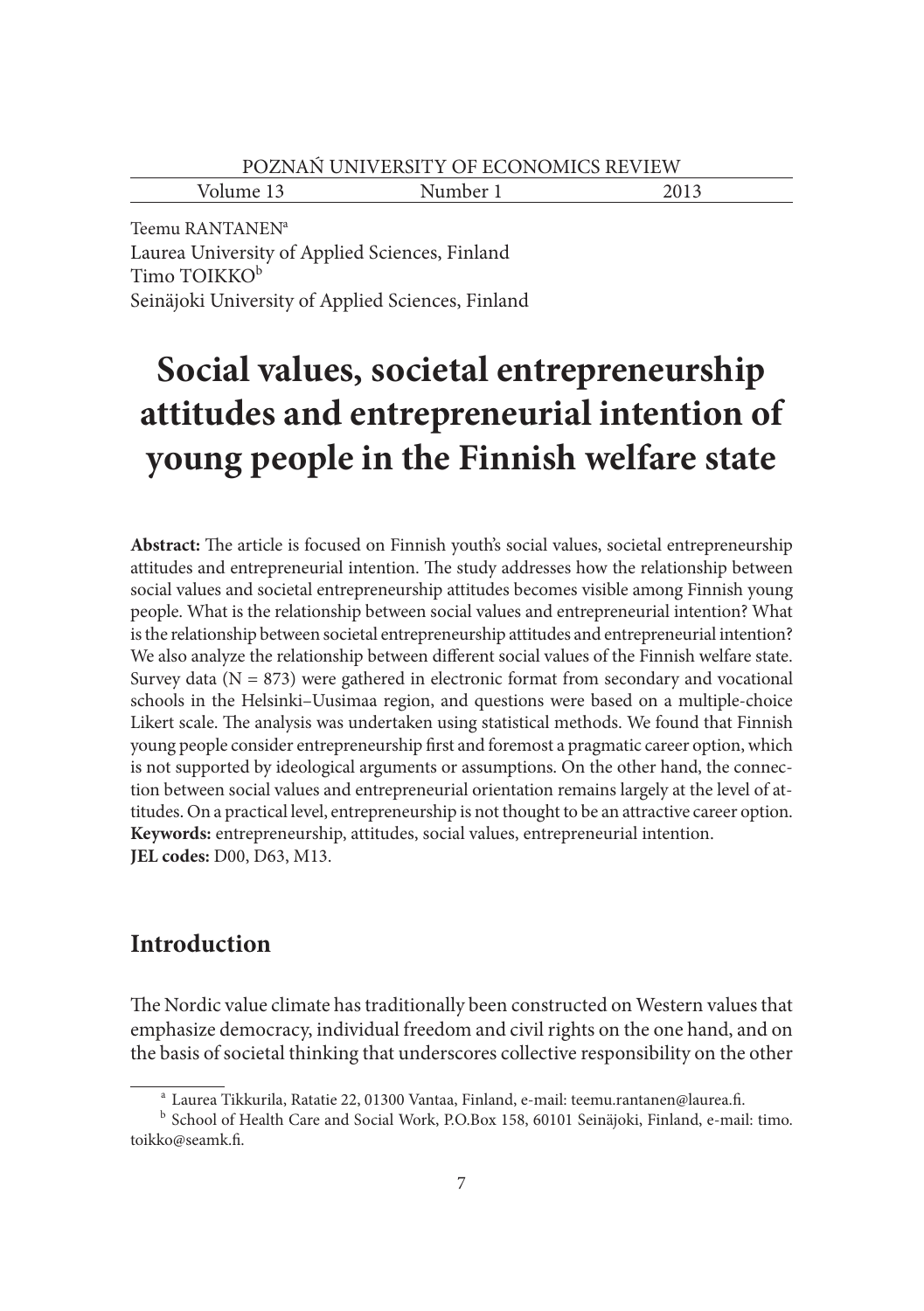Teemu RANTANEN[a]
Laurea University of Applied Sciences, Finland
Timo TOIKKO[b]
Seinäjoki University of Applied Sciences, Finland

# Social values, societal entrepreneurship attitudes and entrepreneurial intention of young people in the Finnish welfare state

**Abstract:** The article is focused on Finnish youth's social values, societal entrepreneurship attitudes and entrepreneurial intention. The study addresses how the relationship between social values and societal entrepreneurship attitudes becomes visible among Finnish young people. What is the relationship between social values and entrepreneurial intention? What is the relationship between societal entrepreneurship attitudes and entrepreneurial intention? We also analyze the relationship between different social values of the Finnish welfare state. Survey data (N = 873) were gathered in electronic format from secondary and vocational schools in the Helsinki–Uusimaa region, and questions were based on a multiple-choice Likert scale. The analysis was undertaken using statistical methods. We found that Finnish young people consider entrepreneurship first and foremost a pragmatic career option, which is not supported by ideological arguments or assumptions. On the other hand, the connection between social values and entrepreneurial orientation remains largely at the level of attitudes. On a practical level, entrepreneurship is not thought to be an attractive career option.
**Keywords:** entrepreneurship, attitudes, social values, entrepreneurial intention.
**JEL codes:** D00, D63, M13.

## Introduction

The Nordic value climate has traditionally been constructed on Western values that emphasize democracy, individual freedom and civil rights on the one hand, and on the basis of societal thinking that underscores collective responsibility on the other

[a] Laurea Tikkurila, Ratatie 22, 01300 Vantaa, Finland, e-mail: teemu.rantanen@laurea.fi.
[b] School of Health Care and Social Work, P.O.Box 158, 60101 Seinäjoki, Finland, e-mail: timo.toikko@seamk.fi.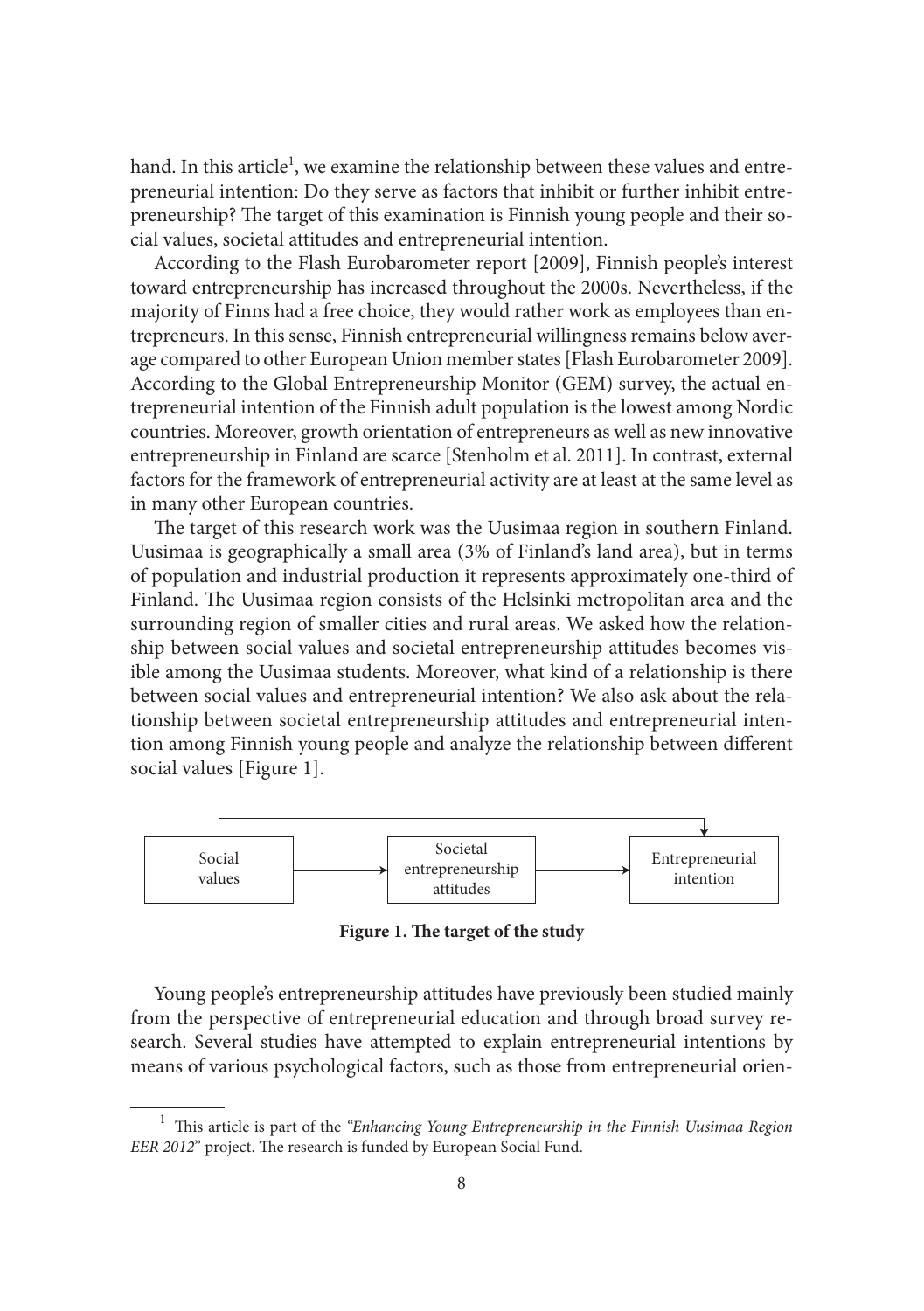hand. In this article[1], we examine the relationship between these values and entrepreneurial intention: Do they serve as factors that inhibit or further inhibit entrepreneurship? The target of this examination is Finnish young people and their social values, societal attitudes and entrepreneurial intention.

According to the Flash Eurobarometer report [2009], Finnish people's interest toward entrepreneurship has increased throughout the 2000s. Nevertheless, if the majority of Finns had a free choice, they would rather work as employees than entrepreneurs. In this sense, Finnish entrepreneurial willingness remains below average compared to other European Union member states [Flash Eurobarometer 2009]. According to the Global Entrepreneurship Monitor (GEM) survey, the actual entrepreneurial intention of the Finnish adult population is the lowest among Nordic countries. Moreover, growth orientation of entrepreneurs as well as new innovative entrepreneurship in Finland are scarce [Stenholm et al. 2011]. In contrast, external factors for the framework of entrepreneurial activity are at least at the same level as in many other European countries.

The target of this research work was the Uusimaa region in southern Finland. Uusimaa is geographically a small area (3% of Finland's land area), but in terms of population and industrial production it represents approximately one-third of Finland. The Uusimaa region consists of the Helsinki metropolitan area and the surrounding region of smaller cities and rural areas. We asked how the relationship between social values and societal entrepreneurship attitudes becomes visible among the Uusimaa students. Moreover, what kind of a relationship is there between social values and entrepreneurial intention? We also ask about the relationship between societal entrepreneurship attitudes and entrepreneurial intention among Finnish young people and analyze the relationship between different social values [Figure 1].

Social values → Societal entrepreneurship attitudes → Entrepreneurial intention

**Figure 1. The target of the study**

Young people's entrepreneurship attitudes have previously been studied mainly from the perspective of entrepreneurial education and through broad survey research. Several studies have attempted to explain entrepreneurial intentions by means of various psychological factors, such as those from entrepreneurial orien-

[1] This article is part of the *"Enhancing Young Entrepreneurship in the Finnish Uusimaa Region EER 2012"* project. The research is funded by European Social Fund.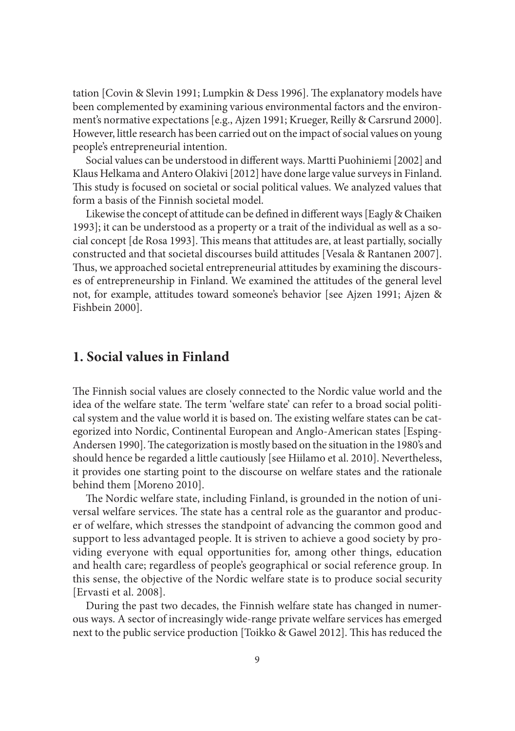tation [Covin & Slevin 1991; Lumpkin & Dess 1996]. The explanatory models have been complemented by examining various environmental factors and the environment's normative expectations [e.g., Ajzen 1991; Krueger, Reilly & Carsrund 2000]. However, little research has been carried out on the impact of social values on young people's entrepreneurial intention.

Social values can be understood in different ways. Martti Puohiniemi [2002] and Klaus Helkama and Antero Olakivi [2012] have done large value surveys in Finland. This study is focused on societal or social political values. We analyzed values that form a basis of the Finnish societal model.

Likewise the concept of attitude can be defined in different ways [Eagly & Chaiken 1993]; it can be understood as a property or a trait of the individual as well as a social concept [de Rosa 1993]. This means that attitudes are, at least partially, socially constructed and that societal discourses build attitudes [Vesala & Rantanen 2007]. Thus, we approached societal entrepreneurial attitudes by examining the discourses of entrepreneurship in Finland. We examined the attitudes of the general level not, for example, attitudes toward someone's behavior [see Ajzen 1991; Ajzen & Fishbein 2000].

## 1. Social values in Finland

The Finnish social values are closely connected to the Nordic value world and the idea of the welfare state. The term 'welfare state' can refer to a broad social political system and the value world it is based on. The existing welfare states can be categorized into Nordic, Continental European and Anglo-American states [Esping-Andersen 1990]. The categorization is mostly based on the situation in the 1980's and should hence be regarded a little cautiously [see Hiilamo et al. 2010]. Nevertheless, it provides one starting point to the discourse on welfare states and the rationale behind them [Moreno 2010].

The Nordic welfare state, including Finland, is grounded in the notion of universal welfare services. The state has a central role as the guarantor and producer of welfare, which stresses the standpoint of advancing the common good and support to less advantaged people. It is striven to achieve a good society by providing everyone with equal opportunities for, among other things, education and health care; regardless of people's geographical or social reference group. In this sense, the objective of the Nordic welfare state is to produce social security [Ervasti et al. 2008].

During the past two decades, the Finnish welfare state has changed in numerous ways. A sector of increasingly wide-range private welfare services has emerged next to the public service production [Toikko & Gawel 2012]. This has reduced the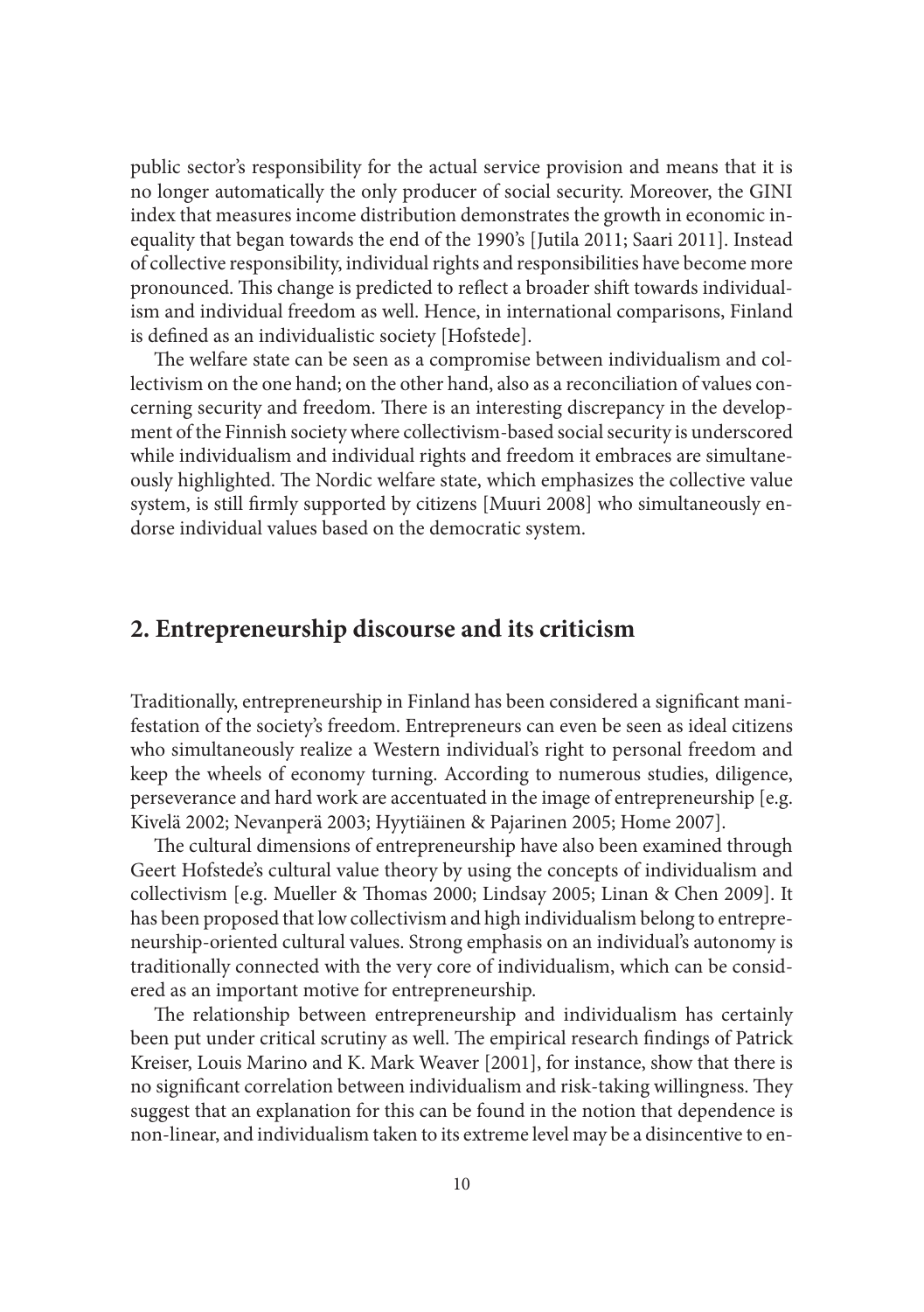public sector's responsibility for the actual service provision and means that it is no longer automatically the only producer of social security. Moreover, the GINI index that measures income distribution demonstrates the growth in economic inequality that began towards the end of the 1990's [Jutila 2011; Saari 2011]. Instead of collective responsibility, individual rights and responsibilities have become more pronounced. This change is predicted to reflect a broader shift towards individualism and individual freedom as well. Hence, in international comparisons, Finland is defined as an individualistic society [Hofstede].

The welfare state can be seen as a compromise between individualism and collectivism on the one hand; on the other hand, also as a reconciliation of values concerning security and freedom. There is an interesting discrepancy in the development of the Finnish society where collectivism-based social security is underscored while individualism and individual rights and freedom it embraces are simultaneously highlighted. The Nordic welfare state, which emphasizes the collective value system, is still firmly supported by citizens [Muuri 2008] who simultaneously endorse individual values based on the democratic system.

## 2. Entrepreneurship discourse and its criticism

Traditionally, entrepreneurship in Finland has been considered a significant manifestation of the society's freedom. Entrepreneurs can even be seen as ideal citizens who simultaneously realize a Western individual's right to personal freedom and keep the wheels of economy turning. According to numerous studies, diligence, perseverance and hard work are accentuated in the image of entrepreneurship [e.g. Kivelä 2002; Nevanperä 2003; Hyytiäinen & Pajarinen 2005; Home 2007].

The cultural dimensions of entrepreneurship have also been examined through Geert Hofstede's cultural value theory by using the concepts of individualism and collectivism [e.g. Mueller & Thomas 2000; Lindsay 2005; Linan & Chen 2009]. It has been proposed that low collectivism and high individualism belong to entrepreneurship-oriented cultural values. Strong emphasis on an individual's autonomy is traditionally connected with the very core of individualism, which can be considered as an important motive for entrepreneurship.

The relationship between entrepreneurship and individualism has certainly been put under critical scrutiny as well. The empirical research findings of Patrick Kreiser, Louis Marino and K. Mark Weaver [2001], for instance, show that there is no significant correlation between individualism and risk-taking willingness. They suggest that an explanation for this can be found in the notion that dependence is non-linear, and individualism taken to its extreme level may be a disincentive to en-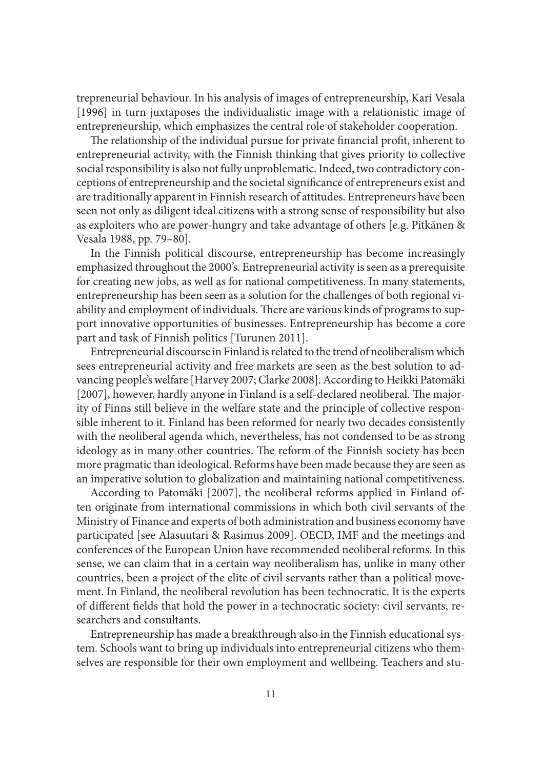trepreneurial behaviour. In his analysis of images of entrepreneurship, Kari Vesala [1996] in turn juxtaposes the individualistic image with a relationistic image of entrepreneurship, which emphasizes the central role of stakeholder cooperation.

The relationship of the individual pursue for private financial profit, inherent to entrepreneurial activity, with the Finnish thinking that gives priority to collective social responsibility is also not fully unproblematic. Indeed, two contradictory conceptions of entrepreneurship and the societal significance of entrepreneurs exist and are traditionally apparent in Finnish research of attitudes. Entrepreneurs have been seen not only as diligent ideal citizens with a strong sense of responsibility but also as exploiters who are power-hungry and take advantage of others [e.g. Pitkänen & Vesala 1988, pp. 79–80].

In the Finnish political discourse, entrepreneurship has become increasingly emphasized throughout the 2000's. Entrepreneurial activity is seen as a prerequisite for creating new jobs, as well as for national competitiveness. In many statements, entrepreneurship has been seen as a solution for the challenges of both regional viability and employment of individuals. There are various kinds of programs to support innovative opportunities of businesses. Entrepreneurship has become a core part and task of Finnish politics [Turunen 2011].

Entrepreneurial discourse in Finland is related to the trend of neoliberalism which sees entrepreneurial activity and free markets are seen as the best solution to advancing people's welfare [Harvey 2007; Clarke 2008]. According to Heikki Patomäki [2007], however, hardly anyone in Finland is a self-declared neoliberal. The majority of Finns still believe in the welfare state and the principle of collective responsible inherent to it. Finland has been reformed for nearly two decades consistently with the neoliberal agenda which, nevertheless, has not condensed to be as strong ideology as in many other countries. The reform of the Finnish society has been more pragmatic than ideological. Reforms have been made because they are seen as an imperative solution to globalization and maintaining national competitiveness.

According to Patomäki [2007], the neoliberal reforms applied in Finland often originate from international commissions in which both civil servants of the Ministry of Finance and experts of both administration and business economy have participated [see Alasuutari & Rasimus 2009]. OECD, IMF and the meetings and conferences of the European Union have recommended neoliberal reforms. In this sense, we can claim that in a certain way neoliberalism has, unlike in many other countries, been a project of the elite of civil servants rather than a political movement. In Finland, the neoliberal revolution has been technocratic. It is the experts of different fields that hold the power in a technocratic society: civil servants, researchers and consultants.

Entrepreneurship has made a breakthrough also in the Finnish educational system. Schools want to bring up individuals into entrepreneurial citizens who themselves are responsible for their own employment and wellbeing. Teachers and stu-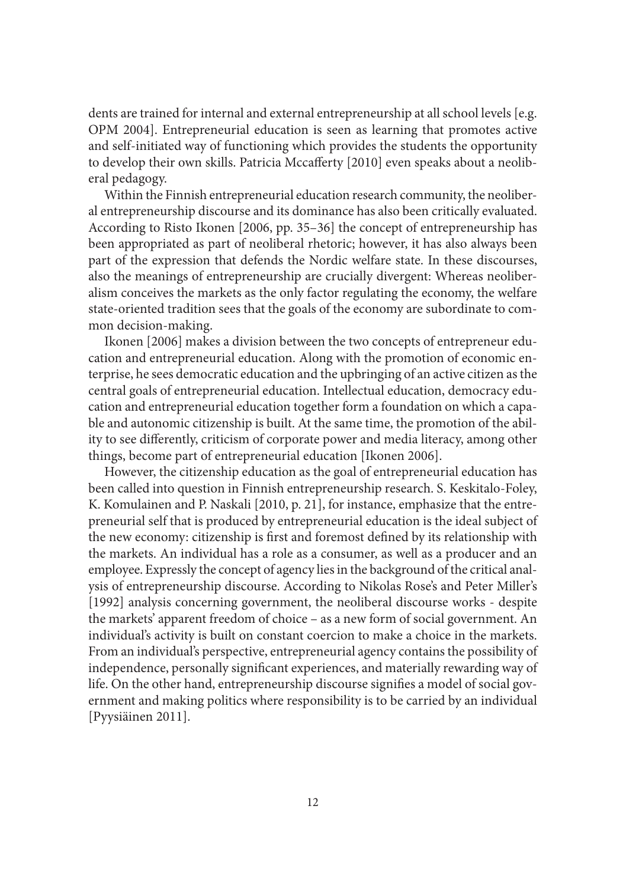dents are trained for internal and external entrepreneurship at all school levels [e.g. OPM 2004]. Entrepreneurial education is seen as learning that promotes active and self-initiated way of functioning which provides the students the opportunity to develop their own skills. Patricia Mccafferty [2010] even speaks about a neoliberal pedagogy.

Within the Finnish entrepreneurial education research community, the neoliberal entrepreneurship discourse and its dominance has also been critically evaluated. According to Risto Ikonen [2006, pp. 35–36] the concept of entrepreneurship has been appropriated as part of neoliberal rhetoric; however, it has also always been part of the expression that defends the Nordic welfare state. In these discourses, also the meanings of entrepreneurship are crucially divergent: Whereas neoliberalism conceives the markets as the only factor regulating the economy, the welfare state-oriented tradition sees that the goals of the economy are subordinate to common decision-making.

Ikonen [2006] makes a division between the two concepts of entrepreneur education and entrepreneurial education. Along with the promotion of economic enterprise, he sees democratic education and the upbringing of an active citizen as the central goals of entrepreneurial education. Intellectual education, democracy education and entrepreneurial education together form a foundation on which a capable and autonomic citizenship is built. At the same time, the promotion of the ability to see differently, criticism of corporate power and media literacy, among other things, become part of entrepreneurial education [Ikonen 2006].

However, the citizenship education as the goal of entrepreneurial education has been called into question in Finnish entrepreneurship research. S. Keskitalo-Foley, K. Komulainen and P. Naskali [2010, p. 21], for instance, emphasize that the entrepreneurial self that is produced by entrepreneurial education is the ideal subject of the new economy: citizenship is first and foremost defined by its relationship with the markets. An individual has a role as a consumer, as well as a producer and an employee. Expressly the concept of agency lies in the background of the critical analysis of entrepreneurship discourse. According to Nikolas Rose's and Peter Miller's [1992] analysis concerning government, the neoliberal discourse works - despite the markets' apparent freedom of choice – as a new form of social government. An individual's activity is built on constant coercion to make a choice in the markets. From an individual's perspective, entrepreneurial agency contains the possibility of independence, personally significant experiences, and materially rewarding way of life. On the other hand, entrepreneurship discourse signifies a model of social government and making politics where responsibility is to be carried by an individual [Pyysiäinen 2011].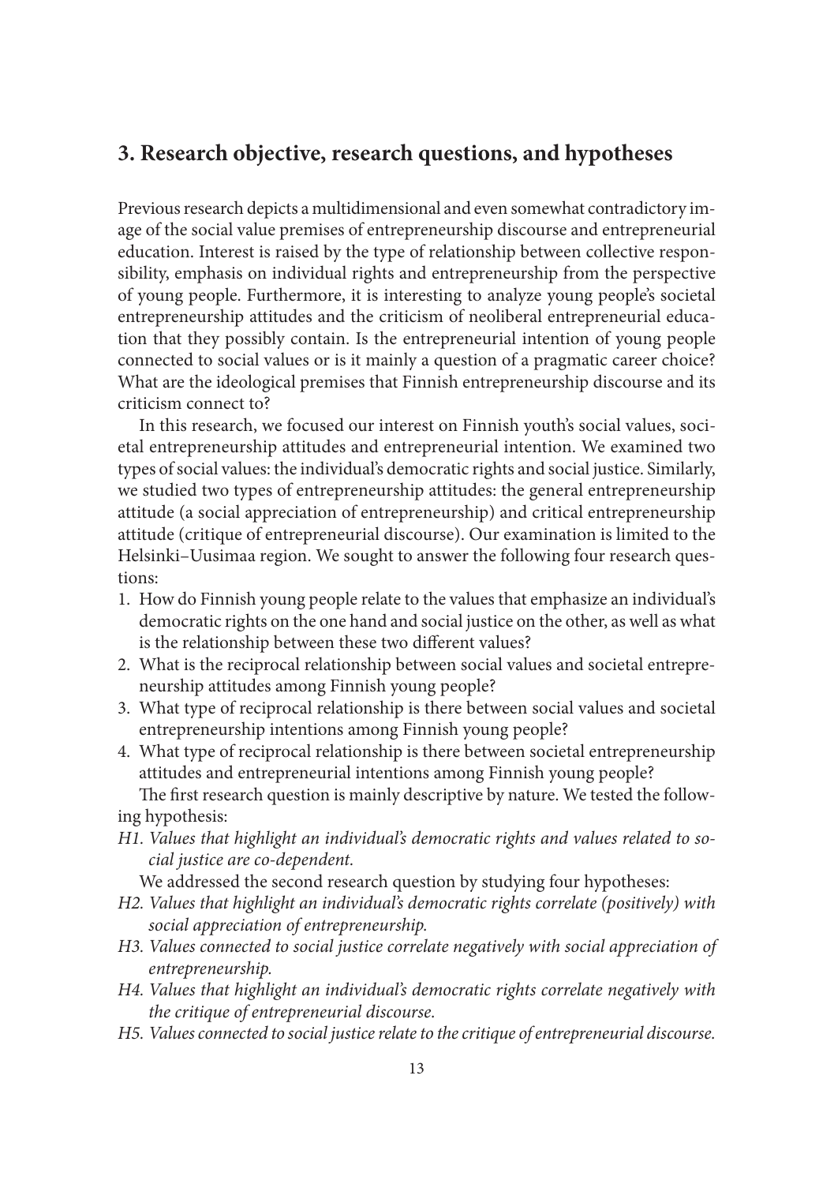## 3. Research objective, research questions, and hypotheses

Previous research depicts a multidimensional and even somewhat contradictory image of the social value premises of entrepreneurship discourse and entrepreneurial education. Interest is raised by the type of relationship between collective responsibility, emphasis on individual rights and entrepreneurship from the perspective of young people. Furthermore, it is interesting to analyze young people's societal entrepreneurship attitudes and the criticism of neoliberal entrepreneurial education that they possibly contain. Is the entrepreneurial intention of young people connected to social values or is it mainly a question of a pragmatic career choice? What are the ideological premises that Finnish entrepreneurship discourse and its criticism connect to?

In this research, we focused our interest on Finnish youth's social values, societal entrepreneurship attitudes and entrepreneurial intention. We examined two types of social values: the individual's democratic rights and social justice. Similarly, we studied two types of entrepreneurship attitudes: the general entrepreneurship attitude (a social appreciation of entrepreneurship) and critical entrepreneurship attitude (critique of entrepreneurial discourse). Our examination is limited to the Helsinki–Uusimaa region. We sought to answer the following four research questions:

1. How do Finnish young people relate to the values that emphasize an individual's democratic rights on the one hand and social justice on the other, as well as what is the relationship between these two different values?
2. What is the reciprocal relationship between social values and societal entrepreneurship attitudes among Finnish young people?
3. What type of reciprocal relationship is there between social values and societal entrepreneurship intentions among Finnish young people?
4. What type of reciprocal relationship is there between societal entrepreneurship attitudes and entrepreneurial intentions among Finnish young people?

The first research question is mainly descriptive by nature. We tested the following hypothesis:

*H1. Values that highlight an individual's democratic rights and values related to social justice are co-dependent.*

We addressed the second research question by studying four hypotheses:

*H2. Values that highlight an individual's democratic rights correlate (positively) with social appreciation of entrepreneurship.*

*H3. Values connected to social justice correlate negatively with social appreciation of entrepreneurship.*

*H4. Values that highlight an individual's democratic rights correlate negatively with the critique of entrepreneurial discourse.*

*H5. Values connected to social justice relate to the critique of entrepreneurial discourse.*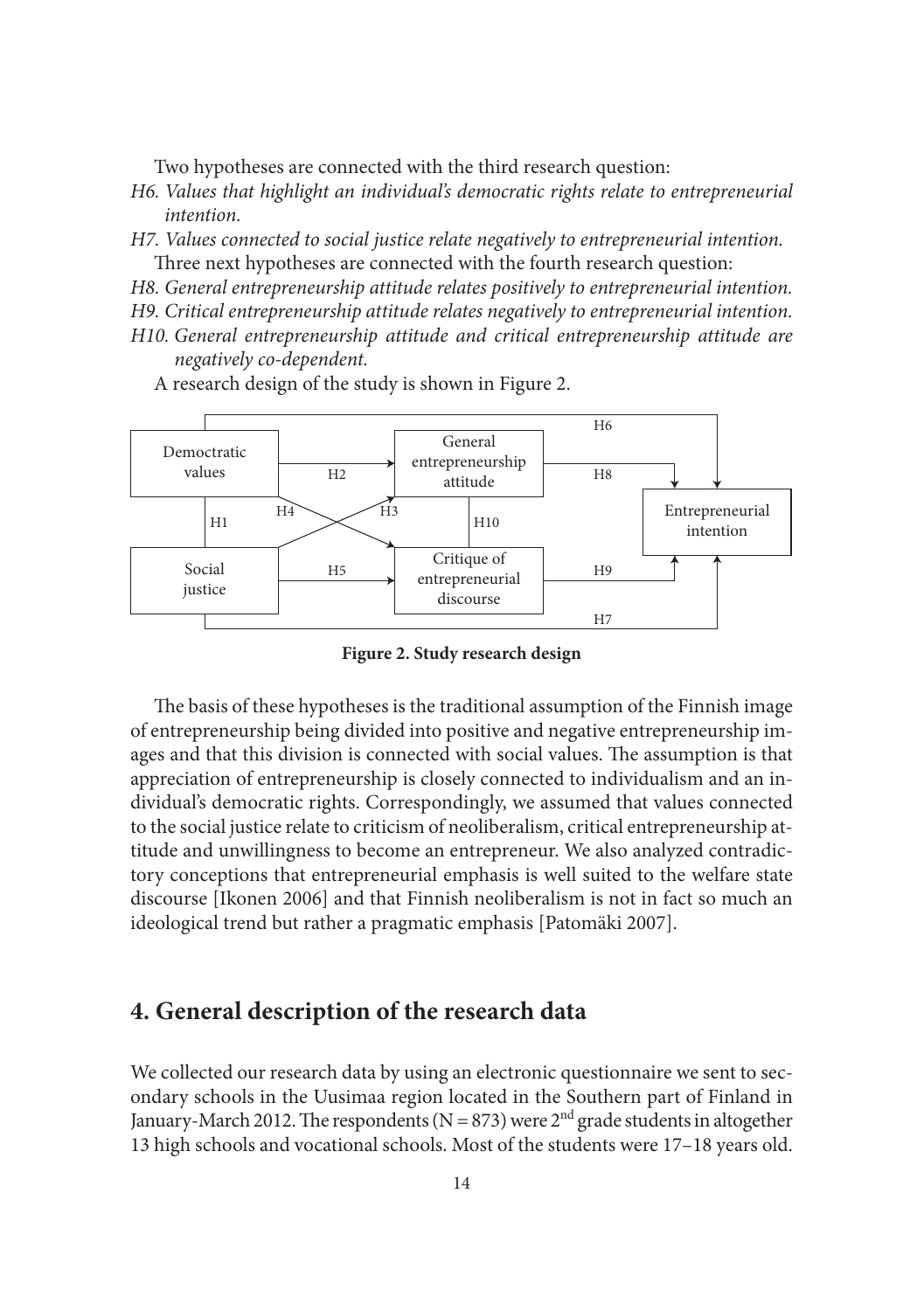Two hypotheses are connected with the third research question:

*H6. Values that highlight an individual's democratic rights relate to entrepreneurial intention.*

*H7. Values connected to social justice relate negatively to entrepreneurial intention.*

Three next hypotheses are connected with the fourth research question:

*H8. General entrepreneurship attitude relates positively to entrepreneurial intention.*

*H9. Critical entrepreneurship attitude relates negatively to entrepreneurial intention.*

*H10. General entrepreneurship attitude and critical entrepreneurship attitude are negatively co-dependent.*

A research design of the study is shown in Figure 2.

**Figure 2. Study research design**

The basis of these hypotheses is the traditional assumption of the Finnish image of entrepreneurship being divided into positive and negative entrepreneurship images and that this division is connected with social values. The assumption is that appreciation of entrepreneurship is closely connected to individualism and an individual's democratic rights. Correspondingly, we assumed that values connected to the social justice relate to criticism of neoliberalism, critical entrepreneurship attitude and unwillingness to become an entrepreneur. We also analyzed contradictory conceptions that entrepreneurial emphasis is well suited to the welfare state discourse [Ikonen 2006] and that Finnish neoliberalism is not in fact so much an ideological trend but rather a pragmatic emphasis [Patomäki 2007].

## 4. General description of the research data

We collected our research data by using an electronic questionnaire we sent to secondary schools in the Uusimaa region located in the Southern part of Finland in January-March 2012. The respondents (N = 873) were 2nd grade students in altogether 13 high schools and vocational schools. Most of the students were 17–18 years old.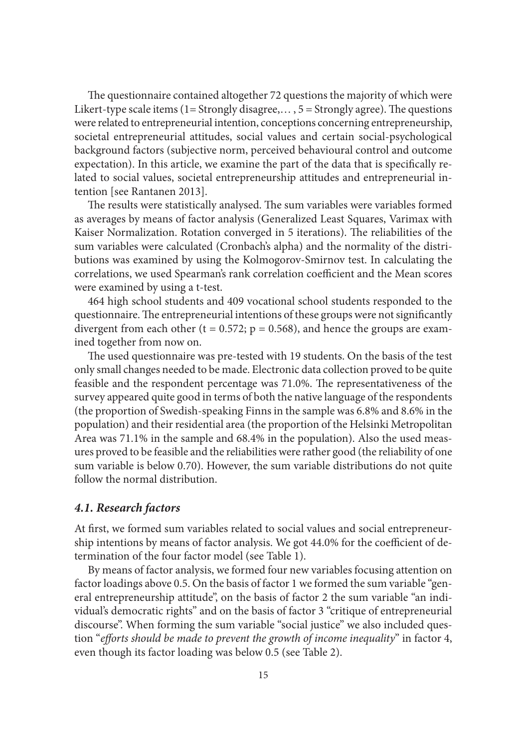The questionnaire contained altogether 72 questions the majority of which were Likert-type scale items (1= Strongly disagree,… , 5 = Strongly agree). The questions were related to entrepreneurial intention, conceptions concerning entrepreneurship, societal entrepreneurial attitudes, social values and certain social-psychological background factors (subjective norm, perceived behavioural control and outcome expectation). In this article, we examine the part of the data that is specifically related to social values, societal entrepreneurship attitudes and entrepreneurial intention [see Rantanen 2013].

The results were statistically analysed. The sum variables were variables formed as averages by means of factor analysis (Generalized Least Squares, Varimax with Kaiser Normalization. Rotation converged in 5 iterations). The reliabilities of the sum variables were calculated (Cronbach's alpha) and the normality of the distributions was examined by using the Kolmogorov-Smirnov test. In calculating the correlations, we used Spearman's rank correlation coefficient and the Mean scores were examined by using a t-test.

464 high school students and 409 vocational school students responded to the questionnaire. The entrepreneurial intentions of these groups were not significantly divergent from each other ($t = 0.572$; $p = 0.568$), and hence the groups are examined together from now on.

The used questionnaire was pre-tested with 19 students. On the basis of the test only small changes needed to be made. Electronic data collection proved to be quite feasible and the respondent percentage was 71.0%. The representativeness of the survey appeared quite good in terms of both the native language of the respondents (the proportion of Swedish-speaking Finns in the sample was 6.8% and 8.6% in the population) and their residential area (the proportion of the Helsinki Metropolitan Area was 71.1% in the sample and 68.4% in the population). Also the used measures proved to be feasible and the reliabilities were rather good (the reliability of one sum variable is below 0.70). However, the sum variable distributions do not quite follow the normal distribution.

### *4.1. Research factors*

At first, we formed sum variables related to social values and social entrepreneurship intentions by means of factor analysis. We got 44.0% for the coefficient of determination of the four factor model (see Table 1).

By means of factor analysis, we formed four new variables focusing attention on factor loadings above 0.5. On the basis of factor 1 we formed the sum variable "general entrepreneurship attitude", on the basis of factor 2 the sum variable "an individual's democratic rights" and on the basis of factor 3 "critique of entrepreneurial discourse". When forming the sum variable "social justice" we also included question "*efforts should be made to prevent the growth of income inequality*" in factor 4, even though its factor loading was below 0.5 (see Table 2).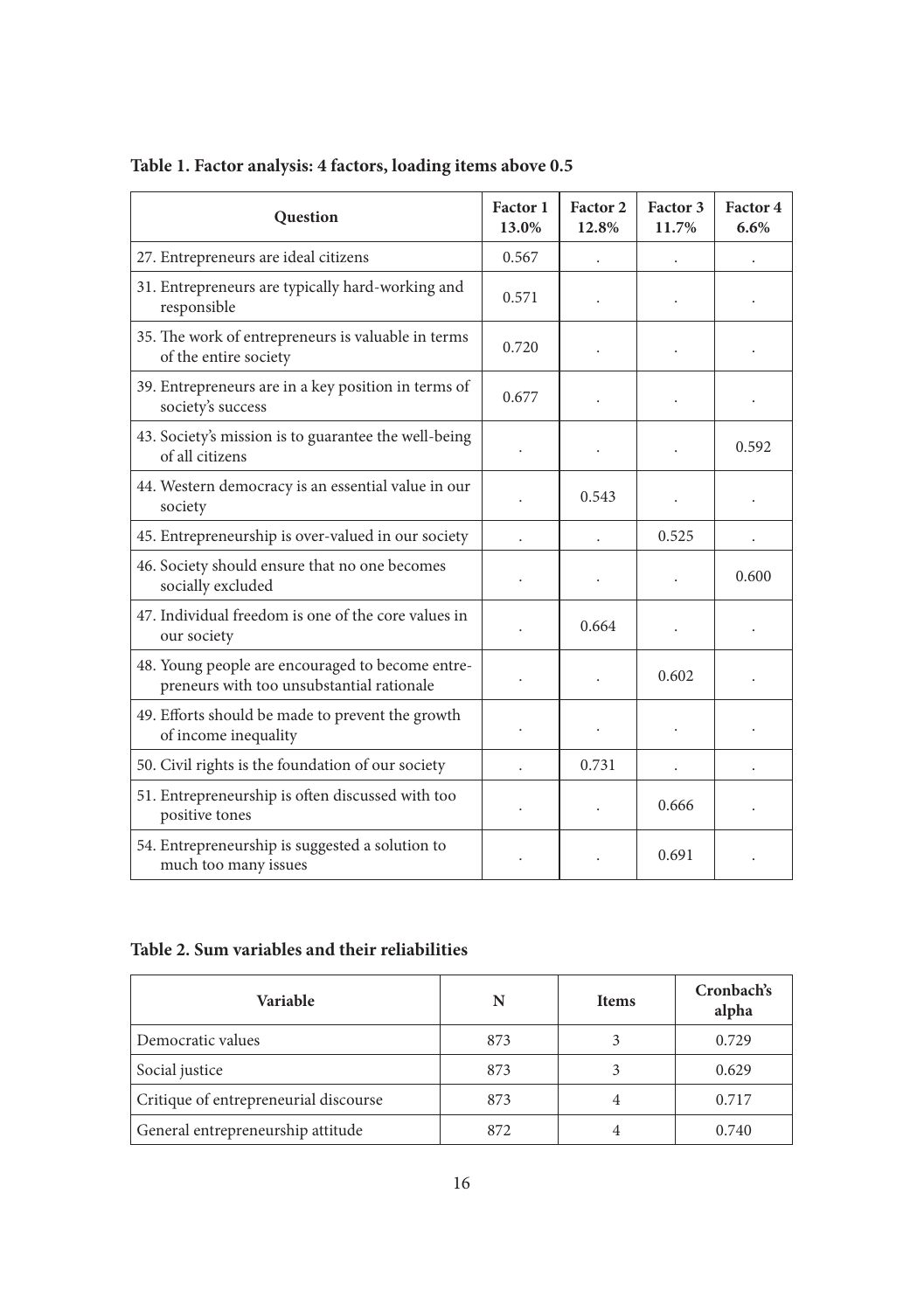**Table 1. Factor analysis: 4 factors, loading items above 0.5**

| Question | Factor 1 13.0% | Factor 2 12.8% | Factor 3 11.7% | Factor 4 6.6% |
|---|---|---|---|---|
| 27. Entrepreneurs are ideal citizens | 0.567 | . | . | . |
| 31. Entrepreneurs are typically hard-working and responsible | 0.571 | . | . | . |
| 35. The work of entrepreneurs is valuable in terms of the entire society | 0.720 | . | . | . |
| 39. Entrepreneurs are in a key position in terms of society's success | 0.677 | . | . | . |
| 43. Society's mission is to guarantee the well-being of all citizens | . | . | . | 0.592 |
| 44. Western democracy is an essential value in our society | . | 0.543 | . | . |
| 45. Entrepreneurship is over-valued in our society | . | . | 0.525 | . |
| 46. Society should ensure that no one becomes socially excluded | . | . | . | 0.600 |
| 47. Individual freedom is one of the core values in our society | . | 0.664 | . | . |
| 48. Young people are encouraged to become entrepreneurs with too unsubstantial rationale | . | . | 0.602 | . |
| 49. Efforts should be made to prevent the growth of income inequality | . | . | . | . |
| 50. Civil rights is the foundation of our society | . | 0.731 | . | . |
| 51. Entrepreneurship is often discussed with too positive tones | . | . | 0.666 | . |
| 54. Entrepreneurship is suggested a solution to much too many issues | . | . | 0.691 | . |

**Table 2. Sum variables and their reliabilities**

| Variable | N | Items | Cronbach's alpha |
|---|---|---|---|
| Democratic values | 873 | 3 | 0.729 |
| Social justice | 873 | 3 | 0.629 |
| Critique of entrepreneurial discourse | 873 | 4 | 0.717 |
| General entrepreneurship attitude | 872 | 4 | 0.740 |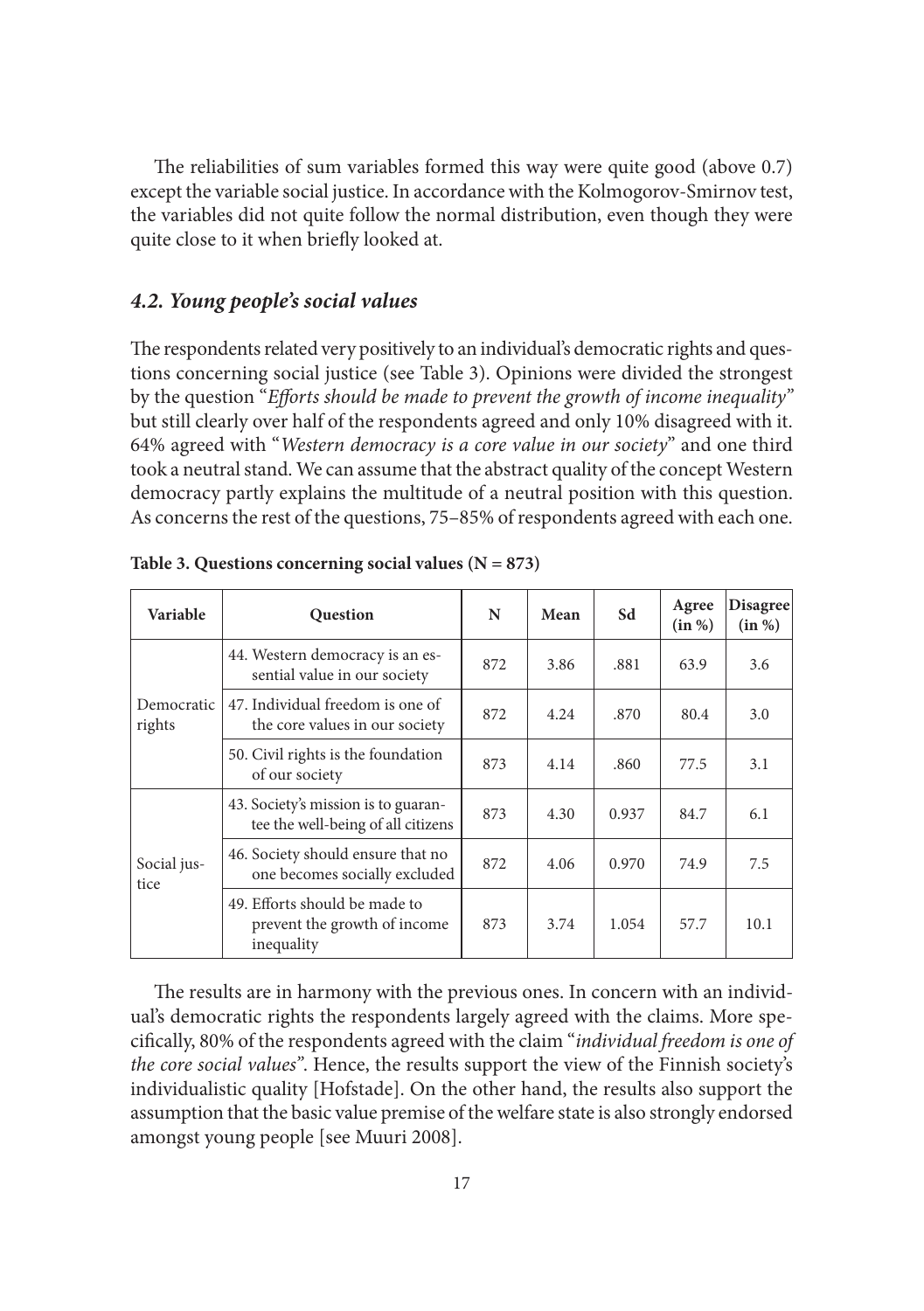The reliabilities of sum variables formed this way were quite good (above 0.7) except the variable social justice. In accordance with the Kolmogorov-Smirnov test, the variables did not quite follow the normal distribution, even though they were quite close to it when briefly looked at.

### *4.2. Young people's social values*

The respondents related very positively to an individual's democratic rights and questions concerning social justice (see Table 3). Opinions were divided the strongest by the question "*Efforts should be made to prevent the growth of income inequality*" but still clearly over half of the respondents agreed and only 10% disagreed with it. 64% agreed with "*Western democracy is a core value in our society*" and one third took a neutral stand. We can assume that the abstract quality of the concept Western democracy partly explains the multitude of a neutral position with this question. As concerns the rest of the questions, 75–85% of respondents agreed with each one.

**Table 3. Questions concerning social values (N = 873)**

| Variable | Question | N | Mean | Sd | Agree (in %) | Disagree (in %) |
|---|---|---|---|---|---|---|
| Democratic rights | 44. Western democracy is an essential value in our society | 872 | 3.86 | .881 | 63.9 | 3.6 |
| | 47. Individual freedom is one of the core values in our society | 872 | 4.24 | .870 | 80.4 | 3.0 |
| | 50. Civil rights is the foundation of our society | 873 | 4.14 | .860 | 77.5 | 3.1 |
| Social justice | 43. Society's mission is to guarantee the well-being of all citizens | 873 | 4.30 | 0.937 | 84.7 | 6.1 |
| | 46. Society should ensure that no one becomes socially excluded | 872 | 4.06 | 0.970 | 74.9 | 7.5 |
| | 49. Efforts should be made to prevent the growth of income inequality | 873 | 3.74 | 1.054 | 57.7 | 10.1 |

The results are in harmony with the previous ones. In concern with an individual's democratic rights the respondents largely agreed with the claims. More specifically, 80% of the respondents agreed with the claim "*individual freedom is one of the core social values*". Hence, the results support the view of the Finnish society's individualistic quality [Hofstade]. On the other hand, the results also support the assumption that the basic value premise of the welfare state is also strongly endorsed amongst young people [see Muuri 2008].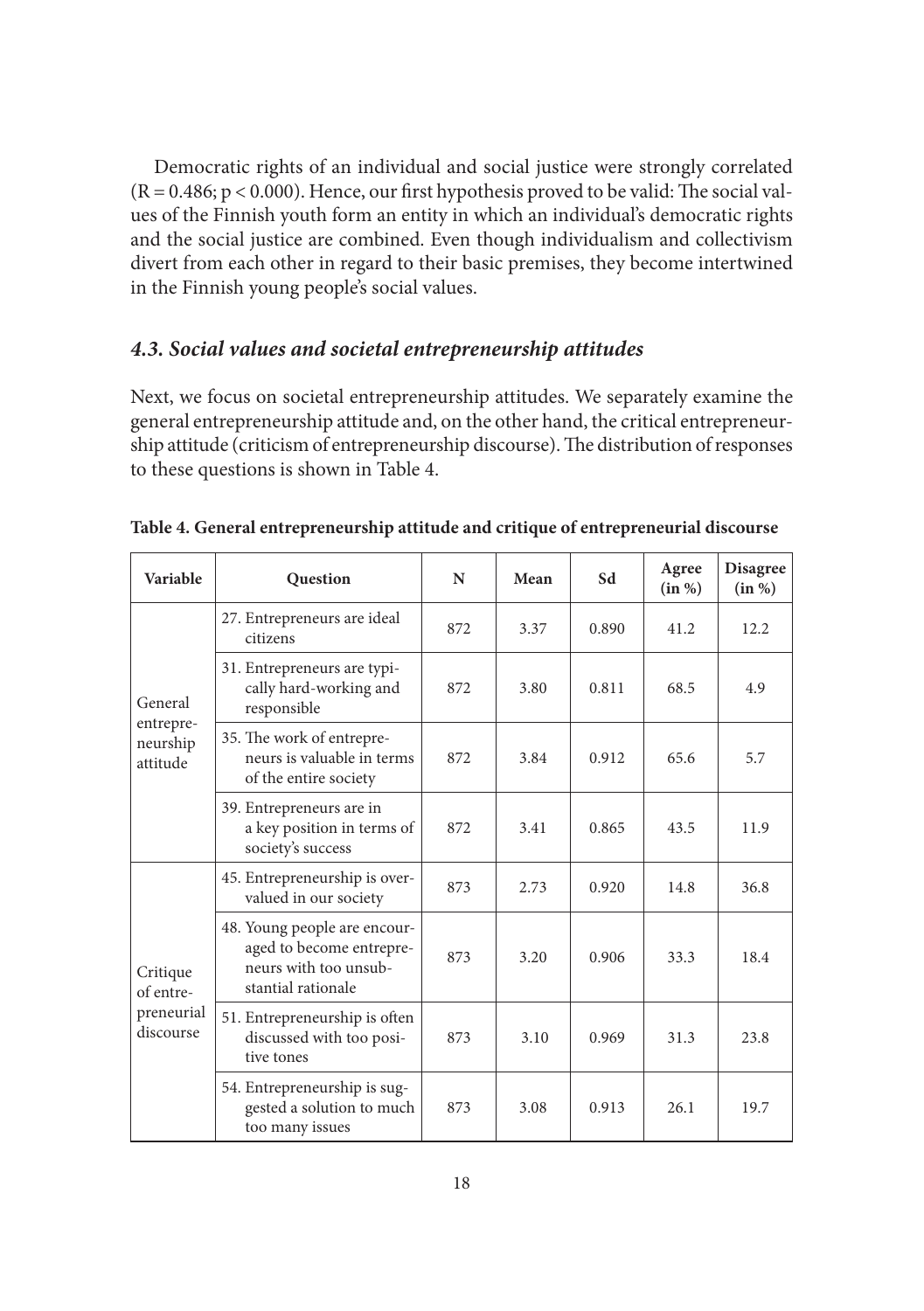Democratic rights of an individual and social justice were strongly correlated ($R = 0.486$; $p < 0.000$). Hence, our first hypothesis proved to be valid: The social values of the Finnish youth form an entity in which an individual's democratic rights and the social justice are combined. Even though individualism and collectivism divert from each other in regard to their basic premises, they become intertwined in the Finnish young people's social values.

### *4.3. Social values and societal entrepreneurship attitudes*

Next, we focus on societal entrepreneurship attitudes. We separately examine the general entrepreneurship attitude and, on the other hand, the critical entrepreneurship attitude (criticism of entrepreneurship discourse). The distribution of responses to these questions is shown in Table 4.

**Table 4. General entrepreneurship attitude and critique of entrepreneurial discourse**

| Variable | Question | N | Mean | Sd | Agree (in %) | Disagree (in %) |
|---|---|---|---|---|---|---|
| General entrepreneurship attitude | 27. Entrepreneurs are ideal citizens | 872 | 3.37 | 0.890 | 41.2 | 12.2 |
| | 31. Entrepreneurs are typically hard-working and responsible | 872 | 3.80 | 0.811 | 68.5 | 4.9 |
| | 35. The work of entrepreneurs is valuable in terms of the entire society | 872 | 3.84 | 0.912 | 65.6 | 5.7 |
| | 39. Entrepreneurs are in a key position in terms of society's success | 872 | 3.41 | 0.865 | 43.5 | 11.9 |
| Critique of entrepreneurial discourse | 45. Entrepreneurship is overvalued in our society | 873 | 2.73 | 0.920 | 14.8 | 36.8 |
| | 48. Young people are encouraged to become entrepreneurs with too unsubstantial rationale | 873 | 3.20 | 0.906 | 33.3 | 18.4 |
| | 51. Entrepreneurship is often discussed with too positive tones | 873 | 3.10 | 0.969 | 31.3 | 23.8 |
| | 54. Entrepreneurship is suggested a solution to much too many issues | 873 | 3.08 | 0.913 | 26.1 | 19.7 |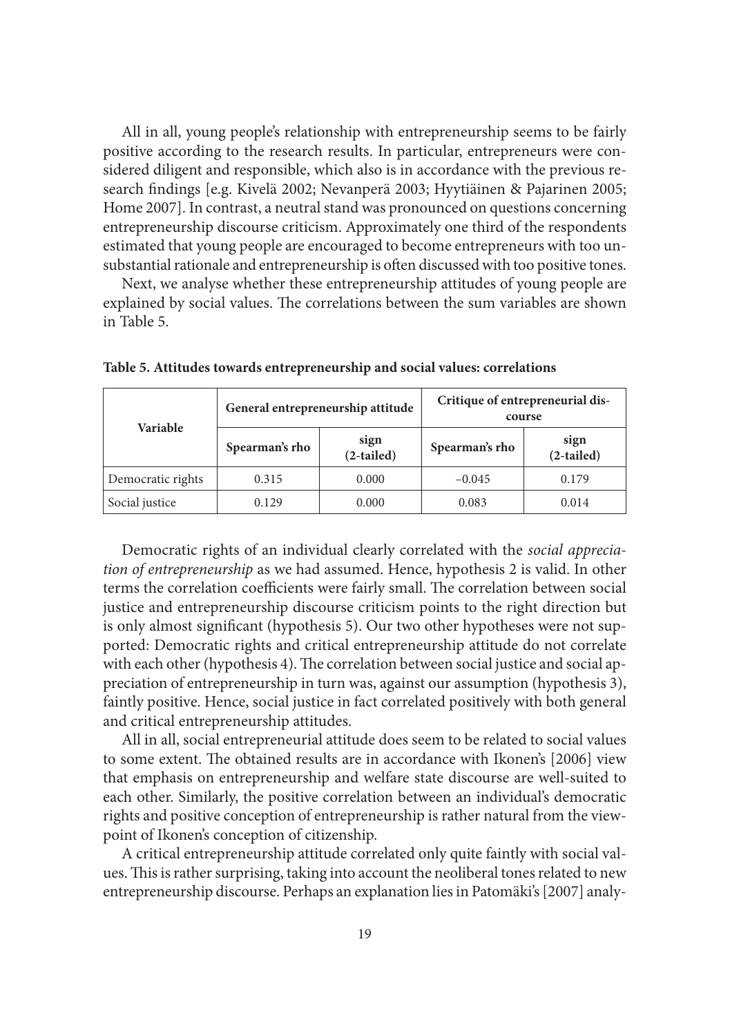All in all, young people's relationship with entrepreneurship seems to be fairly positive according to the research results. In particular, entrepreneurs were considered diligent and responsible, which also is in accordance with the previous research findings [e.g. Kivelä 2002; Nevanperä 2003; Hyytiäinen & Pajarinen 2005; Home 2007]. In contrast, a neutral stand was pronounced on questions concerning entrepreneurship discourse criticism. Approximately one third of the respondents estimated that young people are encouraged to become entrepreneurs with too unsubstantial rationale and entrepreneurship is often discussed with too positive tones.

Next, we analyse whether these entrepreneurship attitudes of young people are explained by social values. The correlations between the sum variables are shown in Table 5.

**Table 5. Attitudes towards entrepreneurship and social values: correlations**

| Variable | General entrepreneurship attitude | | Critique of entrepreneurial discourse | |
|---|---|---|---|---|
| | Spearman's rho | sign (2-tailed) | Spearman's rho | sign (2-tailed) |
| Democratic rights | 0.315 | 0.000 | −0.045 | 0.179 |
| Social justice | 0.129 | 0.000 | 0.083 | 0.014 |

Democratic rights of an individual clearly correlated with the *social appreciation of entrepreneurship* as we had assumed. Hence, hypothesis 2 is valid. In other terms the correlation coefficients were fairly small. The correlation between social justice and entrepreneurship discourse criticism points to the right direction but is only almost significant (hypothesis 5). Our two other hypotheses were not supported: Democratic rights and critical entrepreneurship attitude do not correlate with each other (hypothesis 4). The correlation between social justice and social appreciation of entrepreneurship in turn was, against our assumption (hypothesis 3), faintly positive. Hence, social justice in fact correlated positively with both general and critical entrepreneurship attitudes.

All in all, social entrepreneurial attitude does seem to be related to social values to some extent. The obtained results are in accordance with Ikonen's [2006] view that emphasis on entrepreneurship and welfare state discourse are well-suited to each other. Similarly, the positive correlation between an individual's democratic rights and positive conception of entrepreneurship is rather natural from the viewpoint of Ikonen's conception of citizenship.

A critical entrepreneurship attitude correlated only quite faintly with social values. This is rather surprising, taking into account the neoliberal tones related to new entrepreneurship discourse. Perhaps an explanation lies in Patomäki's [2007] analy-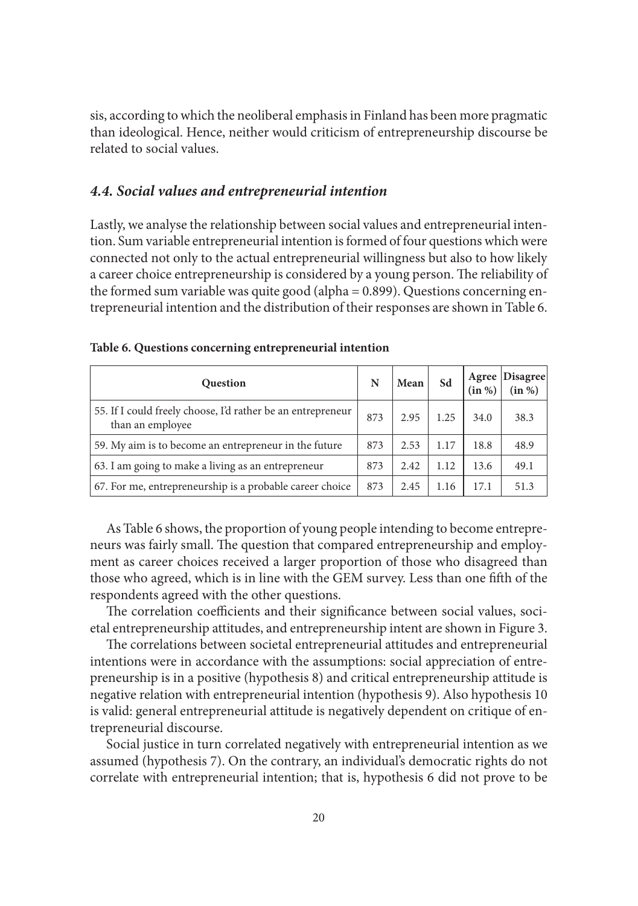sis, according to which the neoliberal emphasis in Finland has been more pragmatic than ideological. Hence, neither would criticism of entrepreneurship discourse be related to social values.

### *4.4. Social values and entrepreneurial intention*

Lastly, we analyse the relationship between social values and entrepreneurial intention. Sum variable entrepreneurial intention is formed of four questions which were connected not only to the actual entrepreneurial willingness but also to how likely a career choice entrepreneurship is considered by a young person. The reliability of the formed sum variable was quite good (alpha = 0.899). Questions concerning entrepreneurial intention and the distribution of their responses are shown in Table 6.

**Table 6. Questions concerning entrepreneurial intention**

| Question | N | Mean | Sd | Agree (in %) | Disagree (in %) |
|---|---|---|---|---|---|
| 55. If I could freely choose, I'd rather be an entrepreneur than an employee | 873 | 2.95 | 1.25 | 34.0 | 38.3 |
| 59. My aim is to become an entrepreneur in the future | 873 | 2.53 | 1.17 | 18.8 | 48.9 |
| 63. I am going to make a living as an entrepreneur | 873 | 2.42 | 1.12 | 13.6 | 49.1 |
| 67. For me, entrepreneurship is a probable career choice | 873 | 2.45 | 1.16 | 17.1 | 51.3 |

As Table 6 shows, the proportion of young people intending to become entrepreneurs was fairly small. The question that compared entrepreneurship and employment as career choices received a larger proportion of those who disagreed than those who agreed, which is in line with the GEM survey. Less than one fifth of the respondents agreed with the other questions.

The correlation coefficients and their significance between social values, societal entrepreneurship attitudes, and entrepreneurship intent are shown in Figure 3.

The correlations between societal entrepreneurial attitudes and entrepreneurial intentions were in accordance with the assumptions: social appreciation of entrepreneurship is in a positive (hypothesis 8) and critical entrepreneurship attitude is negative relation with entrepreneurial intention (hypothesis 9). Also hypothesis 10 is valid: general entrepreneurial attitude is negatively dependent on critique of entrepreneurial discourse.

Social justice in turn correlated negatively with entrepreneurial intention as we assumed (hypothesis 7). On the contrary, an individual's democratic rights do not correlate with entrepreneurial intention; that is, hypothesis 6 did not prove to be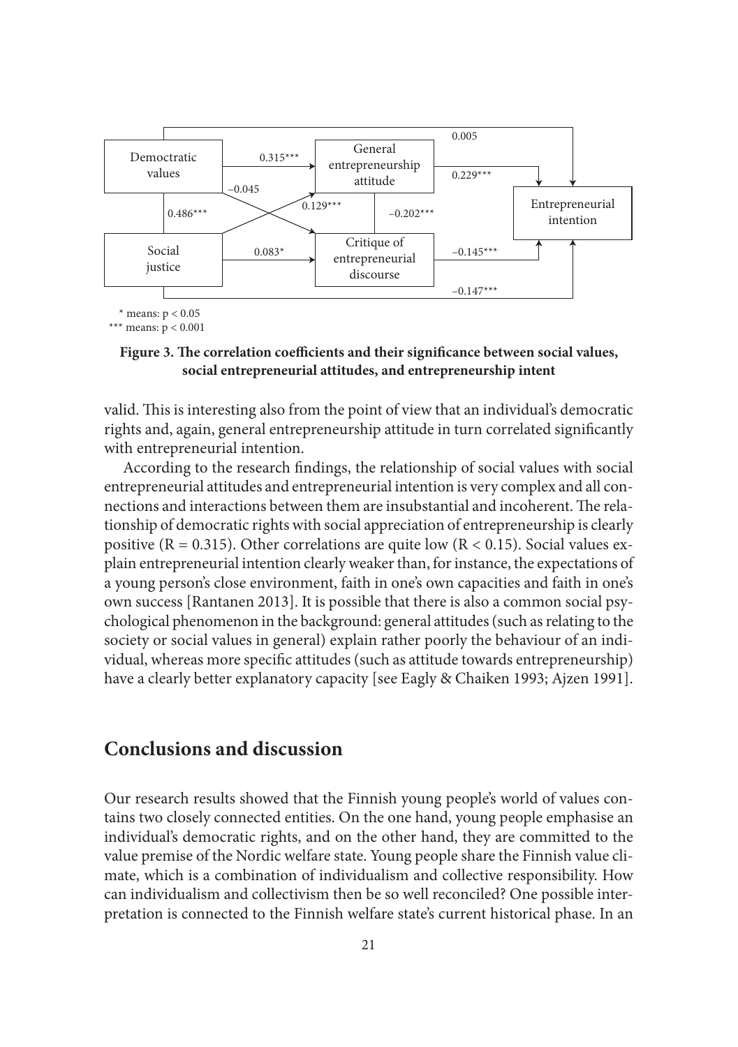Democtratic values

General entrepreneurship attitude

Entrepreneurial intention

Social justice

Critique of entrepreneurial discourse

0.005

0.315***

0.229***

−0.045

0.486***

0.129***

−0.202***

0.083*

−0.145***

−0.147***

\* means: $p < 0.05$
\*** means: $p < 0.001$

**Figure 3. The correlation coefficients and their significance between social values, social entrepreneurial attitudes, and entrepreneurship intent**

valid. This is interesting also from the point of view that an individual's democratic rights and, again, general entrepreneurship attitude in turn correlated significantly with entrepreneurial intention.

According to the research findings, the relationship of social values with social entrepreneurial attitudes and entrepreneurial intention is very complex and all connections and interactions between them are insubstantial and incoherent. The relationship of democratic rights with social appreciation of entrepreneurship is clearly positive ($R = 0.315$). Other correlations are quite low ($R < 0.15$). Social values explain entrepreneurial intention clearly weaker than, for instance, the expectations of a young person's close environment, faith in one's own capacities and faith in one's own success [Rantanen 2013]. It is possible that there is also a common social psychological phenomenon in the background: general attitudes (such as relating to the society or social values in general) explain rather poorly the behaviour of an individual, whereas more specific attitudes (such as attitude towards entrepreneurship) have a clearly better explanatory capacity [see Eagly & Chaiken 1993; Ajzen 1991].

## Conclusions and discussion

Our research results showed that the Finnish young people's world of values contains two closely connected entities. On the one hand, young people emphasise an individual's democratic rights, and on the other hand, they are committed to the value premise of the Nordic welfare state. Young people share the Finnish value climate, which is a combination of individualism and collective responsibility. How can individualism and collectivism then be so well reconciled? One possible interpretation is connected to the Finnish welfare state's current historical phase. In an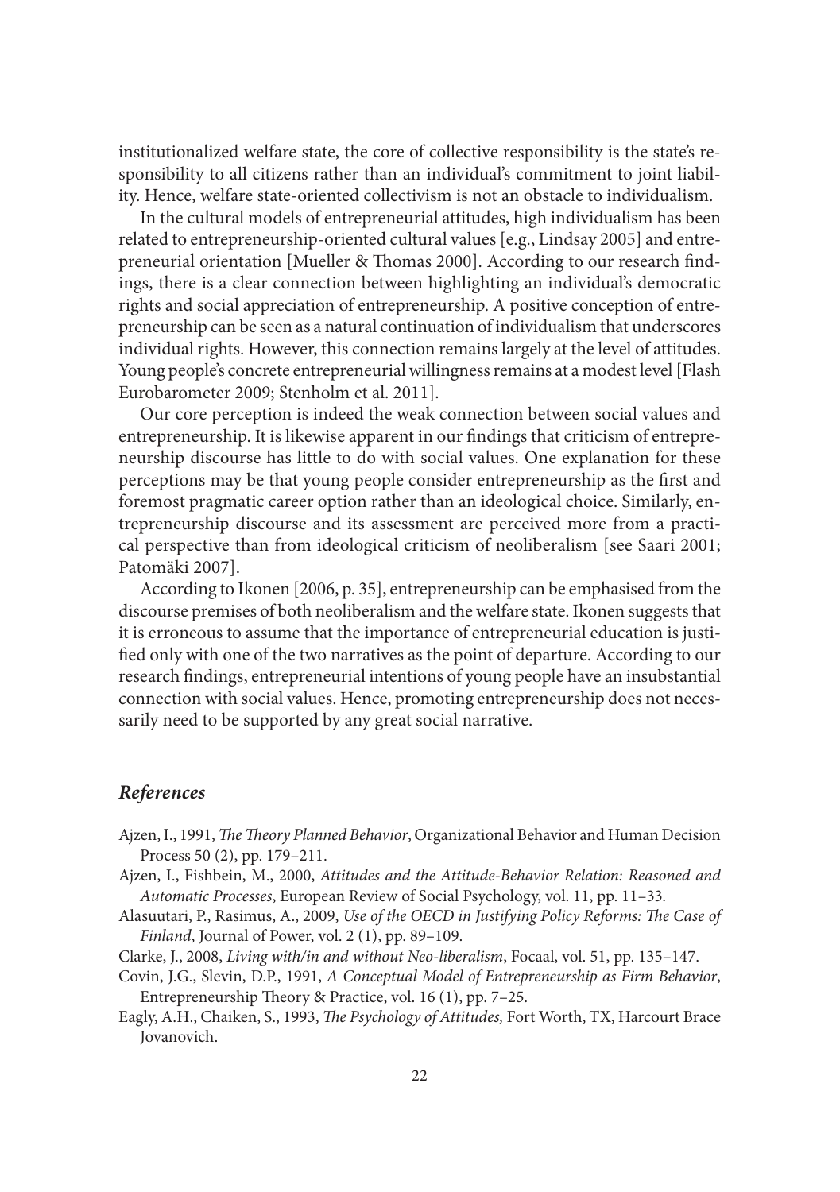institutionalized welfare state, the core of collective responsibility is the state's responsibility to all citizens rather than an individual's commitment to joint liability. Hence, welfare state-oriented collectivism is not an obstacle to individualism.

In the cultural models of entrepreneurial attitudes, high individualism has been related to entrepreneurship-oriented cultural values [e.g., Lindsay 2005] and entrepreneurial orientation [Mueller & Thomas 2000]. According to our research findings, there is a clear connection between highlighting an individual's democratic rights and social appreciation of entrepreneurship. A positive conception of entrepreneurship can be seen as a natural continuation of individualism that underscores individual rights. However, this connection remains largely at the level of attitudes. Young people's concrete entrepreneurial willingness remains at a modest level [Flash Eurobarometer 2009; Stenholm et al. 2011].

Our core perception is indeed the weak connection between social values and entrepreneurship. It is likewise apparent in our findings that criticism of entrepreneurship discourse has little to do with social values. One explanation for these perceptions may be that young people consider entrepreneurship as the first and foremost pragmatic career option rather than an ideological choice. Similarly, entrepreneurship discourse and its assessment are perceived more from a practical perspective than from ideological criticism of neoliberalism [see Saari 2001; Patomäki 2007].

According to Ikonen [2006, p. 35], entrepreneurship can be emphasised from the discourse premises of both neoliberalism and the welfare state. Ikonen suggests that it is erroneous to assume that the importance of entrepreneurial education is justified only with one of the two narratives as the point of departure. According to our research findings, entrepreneurial intentions of young people have an insubstantial connection with social values. Hence, promoting entrepreneurship does not necessarily need to be supported by any great social narrative.

## *References*

Ajzen, I., 1991, *The Theory Planned Behavior*, Organizational Behavior and Human Decision Process 50 (2), pp. 179–211.

Ajzen, I., Fishbein, M., 2000, *Attitudes and the Attitude-Behavior Relation: Reasoned and Automatic Processes*, European Review of Social Psychology, vol. 11, pp. 11–33.

Alasuutari, P., Rasimus, A., 2009, *Use of the OECD in Justifying Policy Reforms: The Case of Finland*, Journal of Power, vol. 2 (1), pp. 89–109.

Clarke, J., 2008, *Living with/in and without Neo-liberalism*, Focaal, vol. 51, pp. 135–147.

Covin, J.G., Slevin, D.P., 1991, *A Conceptual Model of Entrepreneurship as Firm Behavior*, Entrepreneurship Theory & Practice, vol. 16 (1), pp. 7–25.

Eagly, A.H., Chaiken, S., 1993, *The Psychology of Attitudes,* Fort Worth, TX, Harcourt Brace Jovanovich.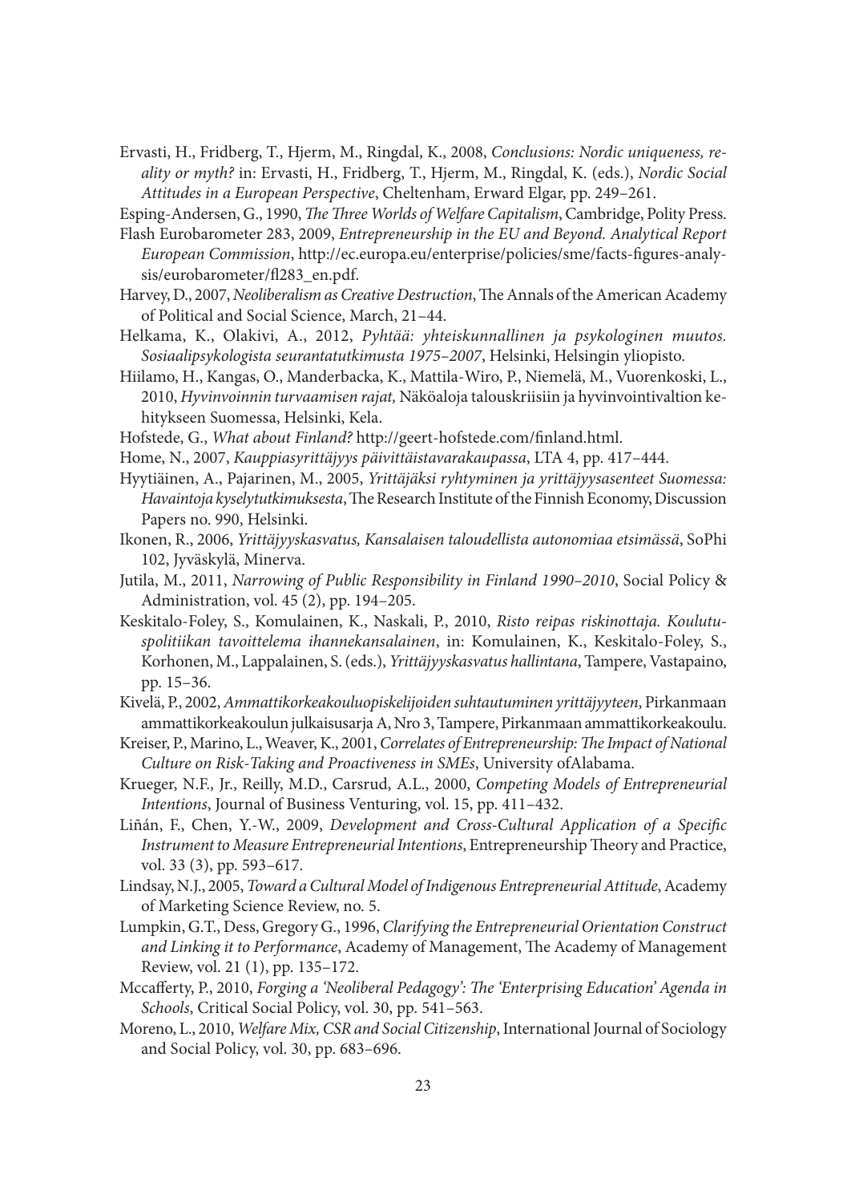Ervasti, H., Fridberg, T., Hjerm, M., Ringdal, K., 2008, *Conclusions: Nordic uniqueness, reality or myth?* in: Ervasti, H., Fridberg, T., Hjerm, M., Ringdal, K. (eds.), *Nordic Social Attitudes in a European Perspective*, Cheltenham, Erward Elgar, pp. 249–261.

Esping-Andersen, G., 1990, *The Three Worlds of Welfare Capitalism*, Cambridge, Polity Press.

Flash Eurobarometer 283, 2009, *Entrepreneurship in the EU and Beyond. Analytical Report European Commission*, http://ec.europa.eu/enterprise/policies/sme/facts-figures-analysis/eurobarometer/fl283_en.pdf.

Harvey, D., 2007, *Neoliberalism as Creative Destruction*, The Annals of the American Academy of Political and Social Science, March, 21–44.

Helkama, K., Olakivi, A., 2012, *Pyhtää: yhteiskunnallinen ja psykologinen muutos. Sosiaalipsykologista seurantatutkimusta 1975–2007*, Helsinki, Helsingin yliopisto.

Hiilamo, H., Kangas, O., Manderbacka, K., Mattila-Wiro, P., Niemelä, M., Vuorenkoski, L., 2010, *Hyvinvoinnin turvaamisen rajat,* Näköaloja talouskriisiin ja hyvinvointivaltion kehitykseen Suomessa, Helsinki, Kela.

Hofstede, G., *What about Finland?* http://geert-hofstede.com/finland.html.

Home, N., 2007, *Kauppiasyrittäjyys päivittäistavarakaupassa*, LTA 4, pp. 417–444.

Hyytiäinen, A., Pajarinen, M., 2005, *Yrittäjäksi ryhtyminen ja yrittäjyysasenteet Suomessa: Havaintoja kyselytutkimuksesta*, The Research Institute of the Finnish Economy, Discussion Papers no. 990, Helsinki.

Ikonen, R., 2006, *Yrittäjyyskasvatus, Kansalaisen taloudellista autonomiaa etsimässä*, SoPhi 102, Jyväskylä, Minerva.

Jutila, M., 2011, *Narrowing of Public Responsibility in Finland 1990–2010*, Social Policy & Administration, vol. 45 (2), pp. 194–205.

Keskitalo-Foley, S., Komulainen, K., Naskali, P., 2010, *Risto reipas riskinottaja. Koulutuspolitiikan tavoittelema ihannekansalainen*, in: Komulainen, K., Keskitalo-Foley, S., Korhonen, M., Lappalainen, S. (eds.), *Yrittäjyyskasvatus hallintana*, Tampere, Vastapaino, pp. 15–36.

Kivelä, P., 2002, *Ammattikorkeakouluopiskelijoiden suhtautuminen yrittäjyyteen*, Pirkanmaan ammattikorkeakoulun julkaisusarja A, Nro 3, Tampere, Pirkanmaan ammattikorkeakoulu.

Kreiser, P., Marino, L., Weaver, K., 2001, *Correlates of Entrepreneurship: The Impact of National Culture on Risk-Taking and Proactiveness in SMEs*, University ofAlabama.

Krueger, N.F., Jr., Reilly, M.D., Carsrud, A.L., 2000, *Competing Models of Entrepreneurial Intentions*, Journal of Business Venturing, vol. 15, pp. 411–432.

Liñán, F., Chen, Y.-W., 2009, *Development and Cross-Cultural Application of a Specific Instrument to Measure Entrepreneurial Intentions*, Entrepreneurship Theory and Practice, vol. 33 (3), pp. 593–617.

Lindsay, N.J., 2005, *Toward a Cultural Model of Indigenous Entrepreneurial Attitude*, Academy of Marketing Science Review, no. 5.

Lumpkin, G.T., Dess, Gregory G., 1996, *Clarifying the Entrepreneurial Orientation Construct and Linking it to Performance*, Academy of Management, The Academy of Management Review, vol. 21 (1), pp. 135–172.

Mccafferty, P., 2010, *Forging a 'Neoliberal Pedagogy': The 'Enterprising Education' Agenda in Schools*, Critical Social Policy, vol. 30, pp. 541–563.

Moreno, L., 2010, *Welfare Mix, CSR and Social Citizenship*, International Journal of Sociology and Social Policy, vol. 30, pp. 683–696.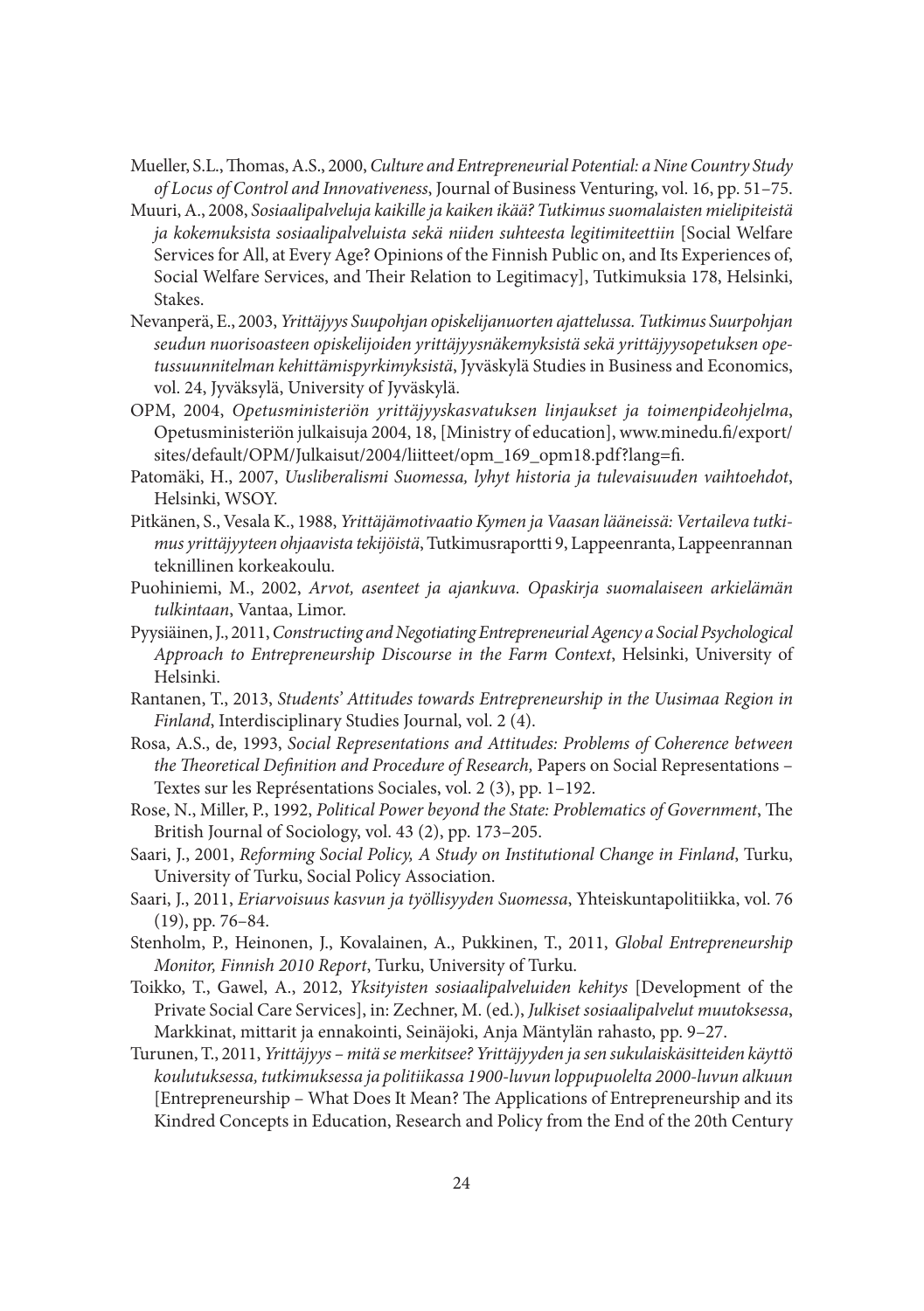Mueller, S.L., Thomas, A.S., 2000, *Culture and Entrepreneurial Potential: a Nine Country Study of Locus of Control and Innovativeness*, Journal of Business Venturing, vol. 16, pp. 51–75.

Muuri, A., 2008, *Sosiaalipalveluja kaikille ja kaiken ikää? Tutkimus suomalaisten mielipiteistä ja kokemuksista sosiaalipalveluista sekä niiden suhteesta legitimiteettiin* [Social Welfare Services for All, at Every Age? Opinions of the Finnish Public on, and Its Experiences of, Social Welfare Services, and Their Relation to Legitimacy], Tutkimuksia 178, Helsinki, Stakes.

Nevanperä, E., 2003, *Yrittäjyys Suupohjan opiskelijanuorten ajattelussa. Tutkimus Suurpohjan seudun nuorisoasteen opiskelijoiden yrittäjyysnäkemyksistä sekä yrittäjyysopetuksen opetussuunnitelman kehittämispyrkimyksistä*, Jyväskylä Studies in Business and Economics, vol. 24, Jyväksylä, University of Jyväskylä.

OPM, 2004, *Opetusministeriön yrittäjyyskasvatuksen linjaukset ja toimenpideohjelma*, Opetusministeriön julkaisuja 2004, 18, [Ministry of education], www.minedu.fi/export/sites/default/OPM/Julkaisut/2004/liitteet/opm_169_opm18.pdf?lang=fi.

Patomäki, H., 2007, *Uusliberalismi Suomessa, lyhyt historia ja tulevaisuuden vaihtoehdot*, Helsinki, WSOY.

Pitkänen, S., Vesala K., 1988, *Yrittäjämotivaatio Kymen ja Vaasan lääneissä: Vertaileva tutkimus yrittäjyyteen ohjaavista tekijöistä*, Tutkimusraportti 9, Lappeenranta, Lappeenrannan teknillinen korkeakoulu.

Puohiniemi, M., 2002, *Arvot, asenteet ja ajankuva. Opaskirja suomalaiseen arkielämän tulkintaan*, Vantaa, Limor.

Pyysiäinen, J., 2011, *Constructing and Negotiating Entrepreneurial Agency a Social Psychological Approach to Entrepreneurship Discourse in the Farm Context*, Helsinki, University of Helsinki.

Rantanen, T., 2013, *Students' Attitudes towards Entrepreneurship in the Uusimaa Region in Finland*, Interdisciplinary Studies Journal, vol. 2 (4).

Rosa, A.S., de, 1993, *Social Representations and Attitudes: Problems of Coherence between the Theoretical Definition and Procedure of Research,* Papers on Social Representations – Textes sur les Représentations Sociales, vol. 2 (3), pp. 1–192.

Rose, N., Miller, P., 1992, *Political Power beyond the State: Problematics of Government*, The British Journal of Sociology, vol. 43 (2), pp. 173–205.

Saari, J., 2001, *Reforming Social Policy, A Study on Institutional Change in Finland*, Turku, University of Turku, Social Policy Association.

Saari, J., 2011, *Eriarvoisuus kasvun ja työllisyyden Suomessa*, Yhteiskuntapolitiikka, vol. 76 (19), pp. 76–84.

Stenholm, P., Heinonen, J., Kovalainen, A., Pukkinen, T., 2011, *Global Entrepreneurship Monitor, Finnish 2010 Report*, Turku, University of Turku.

Toikko, T., Gawel, A., 2012, *Yksityisten sosiaalipalveluiden kehitys* [Development of the Private Social Care Services], in: Zechner, M. (ed.), *Julkiset sosiaalipalvelut muutoksessa*, Markkinat, mittarit ja ennakointi, Seinäjoki, Anja Mäntylän rahasto, pp. 9–27.

Turunen, T., 2011, *Yrittäjyys – mitä se merkitsee? Yrittäjyyden ja sen sukulaiskäsitteiden käyttö koulutuksessa, tutkimuksessa ja politiikassa 1900-luvun loppupuolelta 2000-luvun alkuun* [Entrepreneurship – What Does It Mean? The Applications of Entrepreneurship and its Kindred Concepts in Education, Research and Policy from the End of the 20th Century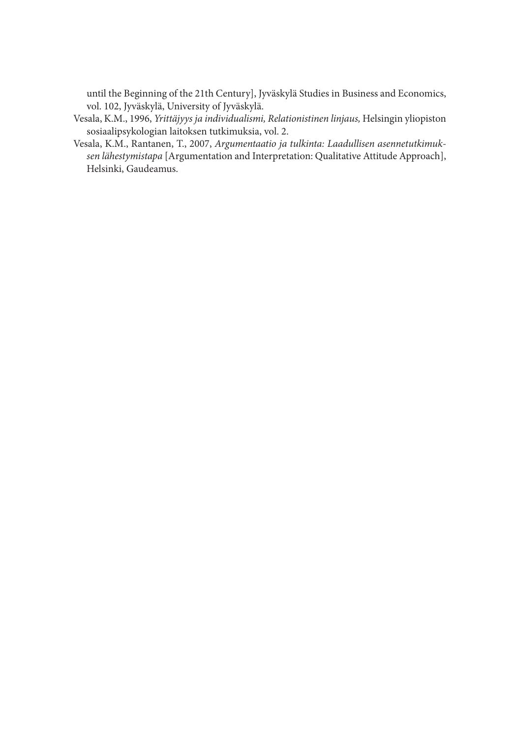until the Beginning of the 21th Century], Jyväskylä Studies in Business and Economics, vol. 102, Jyväskylä, University of Jyväskylä.

Vesala, K.M., 1996, *Yrittäjyys ja individualismi, Relationistinen linjaus,* Helsingin yliopiston sosiaalipsykologian laitoksen tutkimuksia, vol. 2.

Vesala, K.M., Rantanen, T., 2007, *Argumentaatio ja tulkinta: Laadullisen asennetutkimuksen lähestymistapa* [Argumentation and Interpretation: Qualitative Attitude Approach], Helsinki, Gaudeamus.